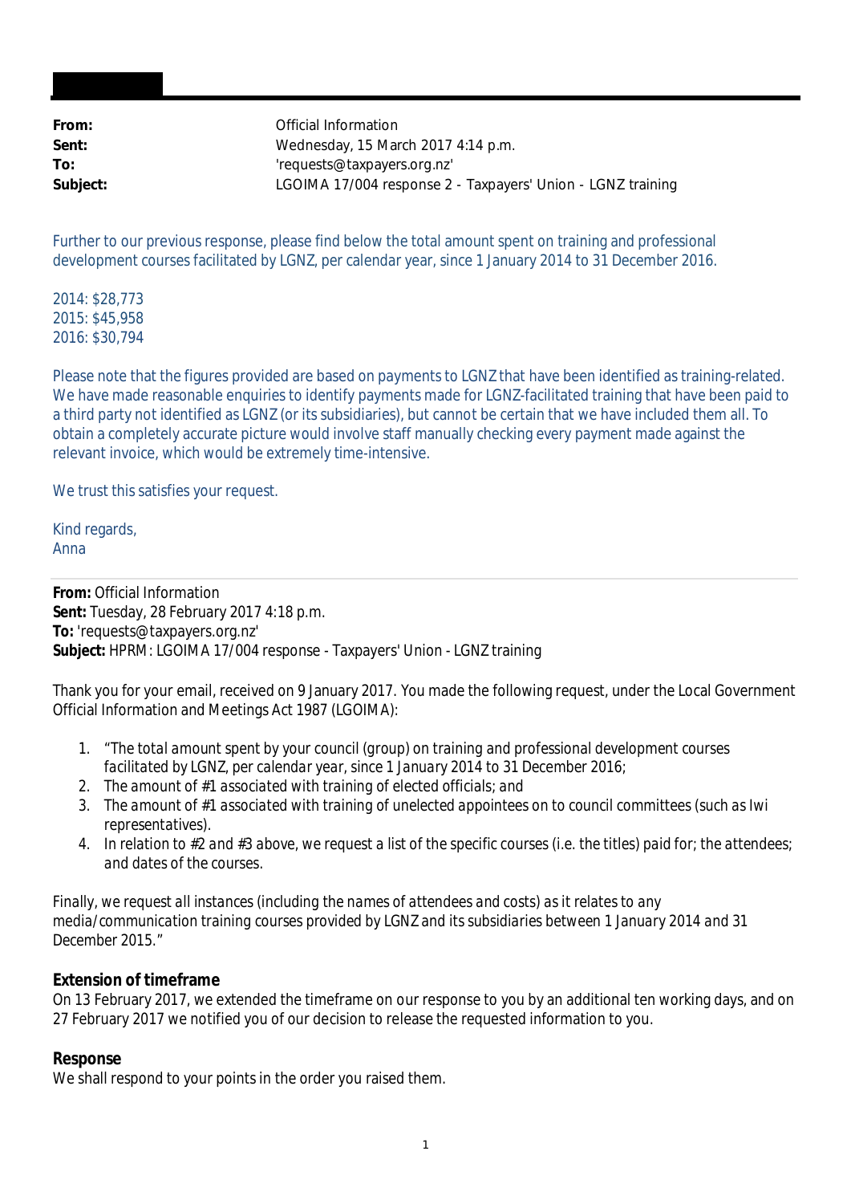| | |
|---|---|
| **From:** | Official Information |
| **Sent:** | Wednesday, 15 March 2017 4:14 p.m. |
| **To:** | 'requests@taxpayers.org.nz' |
| **Subject:** | LGOIMA 17/004 response 2 - Taxpayers' Union - LGNZ training |

Further to our previous response, please find below the total amount spent on training and professional development courses facilitated by LGNZ, per calendar year, since 1 January 2014 to 31 December 2016.

2014: $28,773
2015: $45,958
2016: $30,794

Please note that the figures provided are based on payments to LGNZ that have been identified as training-related. We have made reasonable enquiries to identify payments made for LGNZ-facilitated training that have been paid to a third party not identified as LGNZ (or its subsidiaries), but cannot be certain that we have included them all. To obtain a completely accurate picture would involve staff manually checking every payment made against the relevant invoice, which would be extremely time-intensive.

We trust this satisfies your request.

Kind regards,
Anna

---

**From:** Official Information
**Sent:** Tuesday, 28 February 2017 4:18 p.m.
**To:** 'requests@taxpayers.org.nz'
**Subject:** HPRM: LGOIMA 17/004 response - Taxpayers' Union - LGNZ training

Thank you for your email, received on 9 January 2017. You made the following request, under the Local Government Official Information and Meetings Act 1987 (LGOIMA):

1. *"The total amount spent by your council (group) on training and professional development courses facilitated by LGNZ, per calendar year, since 1 January 2014 to 31 December 2016;*
2. *The amount of #1 associated with training of elected officials; and*
3. *The amount of #1 associated with training of unelected appointees on to council committees (such as Iwi representatives).*
4. *In relation to #2 and #3 above, we request a list of the specific courses (i.e. the titles) paid for; the attendees; and dates of the courses.*

*Finally, we request all instances (including the names of attendees and costs) as it relates to any media/communication training courses provided by LGNZ and its subsidiaries between 1 January 2014 and 31 December 2015."*

**Extension of timeframe**
On 13 February 2017, we extended the timeframe on our response to you by an additional ten working days, and on 27 February 2017 we notified you of our decision to release the requested information to you.

**Response**
We shall respond to your points in the order you raised them.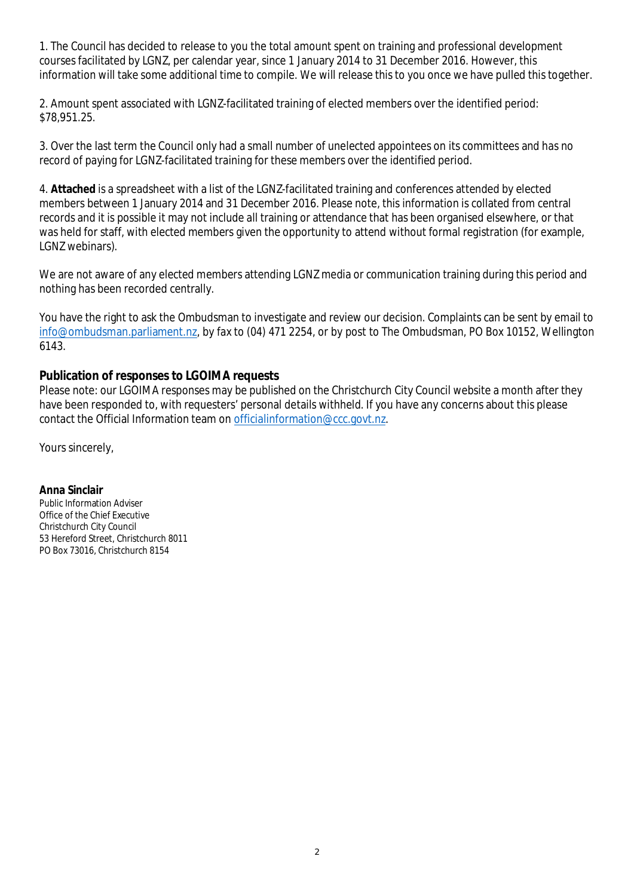1. The Council has decided to release to you the total amount spent on training and professional development courses facilitated by LGNZ, per calendar year, since 1 January 2014 to 31 December 2016. However, this information will take some additional time to compile. We will release this to you once we have pulled this together.

2. Amount spent associated with LGNZ-facilitated training of elected members over the identified period: $78,951.25.

3. Over the last term the Council only had a small number of unelected appointees on its committees and has no record of paying for LGNZ-facilitated training for these members over the identified period.

4. **Attached** is a spreadsheet with a list of the LGNZ-facilitated training and conferences attended by elected members between 1 January 2014 and 31 December 2016. Please note, this information is collated from central records and it is possible it may not include all training or attendance that has been organised elsewhere, or that was held for staff, with elected members given the opportunity to attend without formal registration (for example, LGNZ webinars).

We are not aware of any elected members attending LGNZ media or communication training during this period and nothing has been recorded centrally.

You have the right to ask the Ombudsman to investigate and review our decision. Complaints can be sent by email to info@ombudsman.parliament.nz, by fax to (04) 471 2254, or by post to The Ombudsman, PO Box 10152, Wellington 6143.

**Publication of responses to LGOIMA requests**

Please note: our LGOIMA responses may be published on the Christchurch City Council website a month after they have been responded to, with requesters' personal details withheld. If you have any concerns about this please contact the Official Information team on officialinformation@ccc.govt.nz.

Yours sincerely,

**Anna Sinclair**
Public Information Adviser
Office of the Chief Executive
Christchurch City Council
53 Hereford Street, Christchurch 8011
PO Box 73016, Christchurch 8154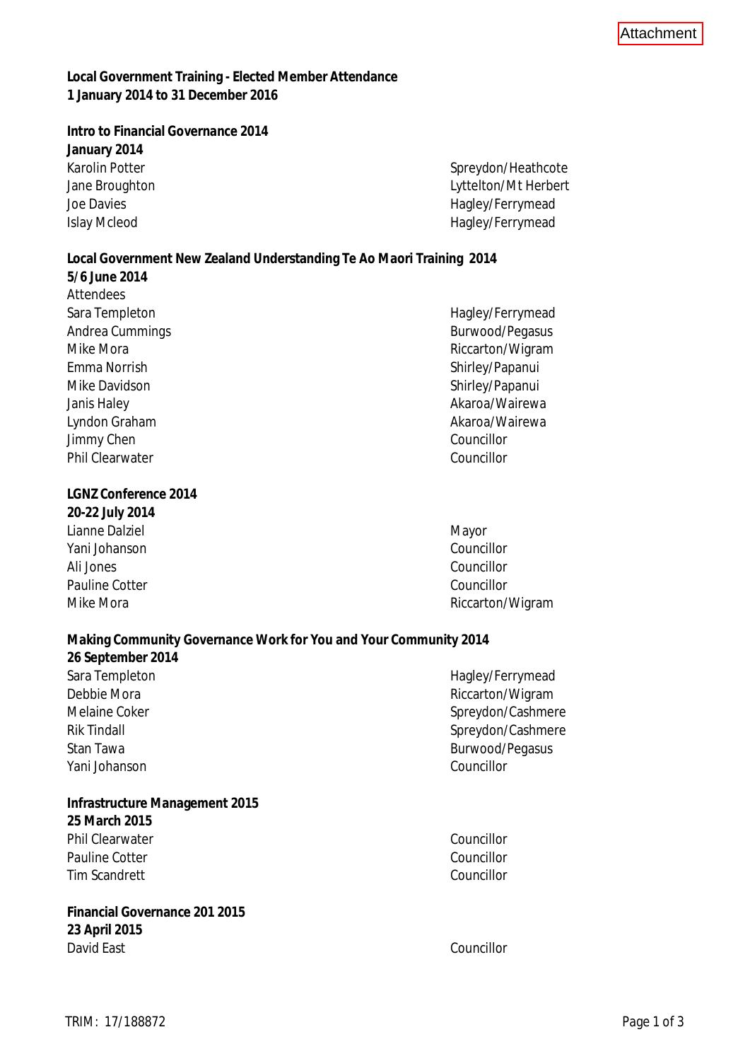Attachment

**Local Government Training - Elected Member Attendance**
**1 January 2014 to 31 December 2016**

**Intro to Financial Governance 2014**
**January 2014**

| | |
|---|---|
| Karolin Potter | Spreydon/Heathcote |
| Jane Broughton | Lyttelton/Mt Herbert |
| Joe Davies | Hagley/Ferrymead |
| Islay Mcleod | Hagley/Ferrymead |

**Local Government New Zealand Understanding Te Ao Maori Training 2014**
**5/6 June 2014**

Attendees

| | |
|---|---|
| Sara Templeton | Hagley/Ferrymead |
| Andrea Cummings | Burwood/Pegasus |
| Mike Mora | Riccarton/Wigram |
| Emma Norrish | Shirley/Papanui |
| Mike Davidson | Shirley/Papanui |
| Janis Haley | Akaroa/Wairewa |
| Lyndon Graham | Akaroa/Wairewa |
| Jimmy Chen | Councillor |
| Phil Clearwater | Councillor |

**LGNZ Conference 2014**
**20-22 July 2014**

| | |
|---|---|
| Lianne Dalziel | Mayor |
| Yani Johanson | Councillor |
| Ali Jones | Councillor |
| Pauline Cotter | Councillor |
| Mike Mora | Riccarton/Wigram |

**Making Community Governance Work for You and Your Community 2014**
**26 September 2014**

| | |
|---|---|
| Sara Templeton | Hagley/Ferrymead |
| Debbie Mora | Riccarton/Wigram |
| Melaine Coker | Spreydon/Cashmere |
| Rik Tindall | Spreydon/Cashmere |
| Stan Tawa | Burwood/Pegasus |
| Yani Johanson | Councillor |

**Infrastructure Management 2015**
**25 March 2015**

| | |
|---|---|
| Phil Clearwater | Councillor |
| Pauline Cotter | Councillor |
| Tim Scandrett | Councillor |

**Financial Governance 201 2015**
**23 April 2015**

| | |
|---|---|
| David East | Councillor |

TRIM: 17/188872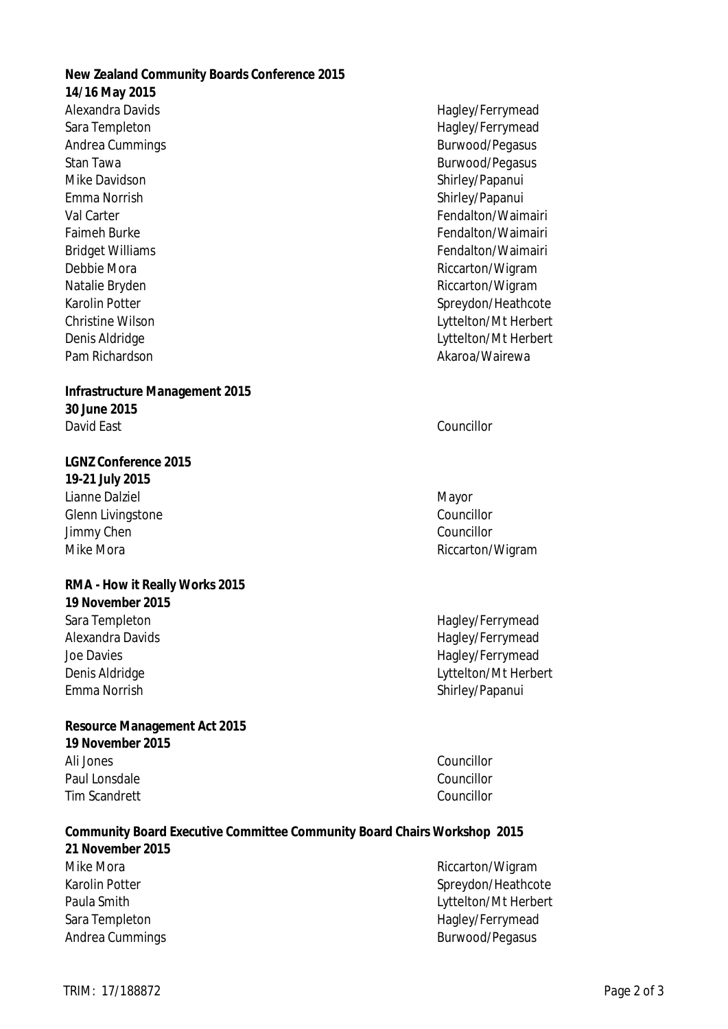**New Zealand Community Boards Conference 2015**
**14/16 May 2015**

| | |
|---|---|
| Alexandra Davids | Hagley/Ferrymead |
| Sara Templeton | Hagley/Ferrymead |
| Andrea Cummings | Burwood/Pegasus |
| Stan Tawa | Burwood/Pegasus |
| Mike Davidson | Shirley/Papanui |
| Emma Norrish | Shirley/Papanui |
| Val Carter | Fendalton/Waimairi |
| Faimeh Burke | Fendalton/Waimairi |
| Bridget Williams | Fendalton/Waimairi |
| Debbie Mora | Riccarton/Wigram |
| Natalie Bryden | Riccarton/Wigram |
| Karolin Potter | Spreydon/Heathcote |
| Christine Wilson | Lyttelton/Mt Herbert |
| Denis Aldridge | Lyttelton/Mt Herbert |
| Pam Richardson | Akaroa/Wairewa |

**Infrastructure Management 2015**
**30 June 2015**

| | |
|---|---|
| David East | Councillor |

**LGNZ Conference 2015**
**19-21 July 2015**

| | |
|---|---|
| Lianne Dalziel | Mayor |
| Glenn Livingstone | Councillor |
| Jimmy Chen | Councillor |
| Mike Mora | Riccarton/Wigram |

**RMA - How it Really Works 2015**
**19 November 2015**

| | |
|---|---|
| Sara Templeton | Hagley/Ferrymead |
| Alexandra Davids | Hagley/Ferrymead |
| Joe Davies | Hagley/Ferrymead |
| Denis Aldridge | Lyttelton/Mt Herbert |
| Emma Norrish | Shirley/Papanui |

**Resource Management Act 2015**
**19 November 2015**

| | |
|---|---|
| Ali Jones | Councillor |
| Paul Lonsdale | Councillor |
| Tim Scandrett | Councillor |

**Community Board Executive Committee Community Board Chairs Workshop 2015**
**21 November 2015**

| | |
|---|---|
| Mike Mora | Riccarton/Wigram |
| Karolin Potter | Spreydon/Heathcote |
| Paula Smith | Lyttelton/Mt Herbert |
| Sara Templeton | Hagley/Ferrymead |
| Andrea Cummings | Burwood/Pegasus |

TRIM: 17/188872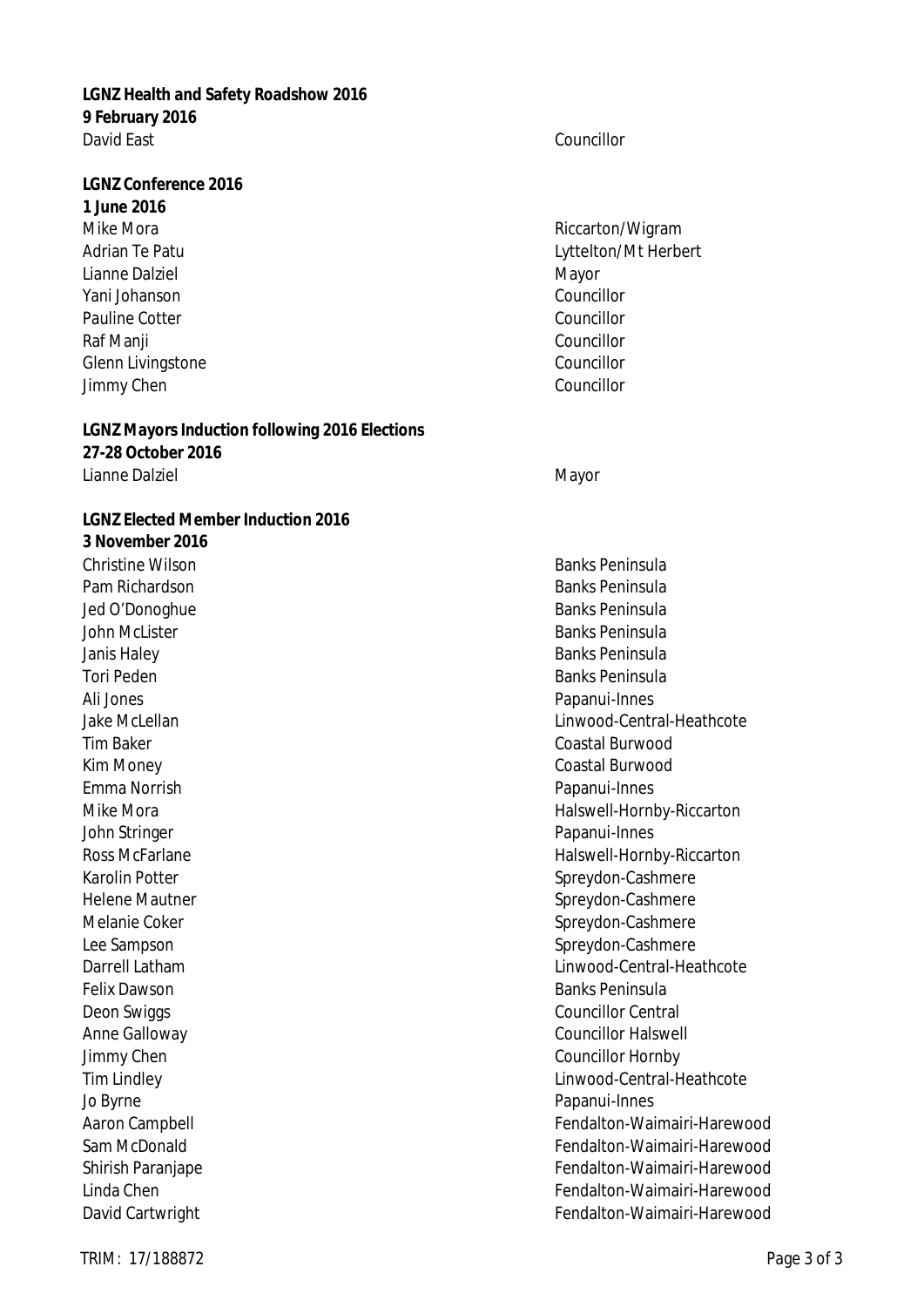**LGNZ Health and Safety Roadshow 2016**
**9 February 2016**

| | |
|---|---|
| David East | Councillor |

**LGNZ Conference 2016**
**1 June 2016**

| | |
|---|---|
| Mike Mora | Riccarton/Wigram |
| Adrian Te Patu | Lyttelton/Mt Herbert |
| Lianne Dalziel | Mayor |
| Yani Johanson | Councillor |
| Pauline Cotter | Councillor |
| Raf Manji | Councillor |
| Glenn Livingstone | Councillor |
| Jimmy Chen | Councillor |

**LGNZ Mayors Induction following 2016 Elections**
**27-28 October 2016**

| | |
|---|---|
| Lianne Dalziel | Mayor |

**LGNZ Elected Member Induction 2016**
**3 November 2016**

| | |
|---|---|
| Christine Wilson | Banks Peninsula |
| Pam Richardson | Banks Peninsula |
| Jed O'Donoghue | Banks Peninsula |
| John McLister | Banks Peninsula |
| Janis Haley | Banks Peninsula |
| Tori Peden | Banks Peninsula |
| Ali Jones | Papanui-Innes |
| Jake McLellan | Linwood-Central-Heathcote |
| Tim Baker | Coastal Burwood |
| Kim Money | Coastal Burwood |
| Emma Norrish | Papanui-Innes |
| Mike Mora | Halswell-Hornby-Riccarton |
| John Stringer | Papanui-Innes |
| Ross McFarlane | Halswell-Hornby-Riccarton |
| Karolin Potter | Spreydon-Cashmere |
| Helene Mautner | Spreydon-Cashmere |
| Melanie Coker | Spreydon-Cashmere |
| Lee Sampson | Spreydon-Cashmere |
| Darrell Latham | Linwood-Central-Heathcote |
| Felix Dawson | Banks Peninsula |
| Deon Swiggs | Councillor Central |
| Anne Galloway | Councillor Halswell |
| Jimmy Chen | Councillor Hornby |
| Tim Lindley | Linwood-Central-Heathcote |
| Jo Byrne | Papanui-Innes |
| Aaron Campbell | Fendalton-Waimairi-Harewood |
| Sam McDonald | Fendalton-Waimairi-Harewood |
| Shirish Paranjape | Fendalton-Waimairi-Harewood |
| Linda Chen | Fendalton-Waimairi-Harewood |
| David Cartwright | Fendalton-Waimairi-Harewood |

TRIM: 17/188872